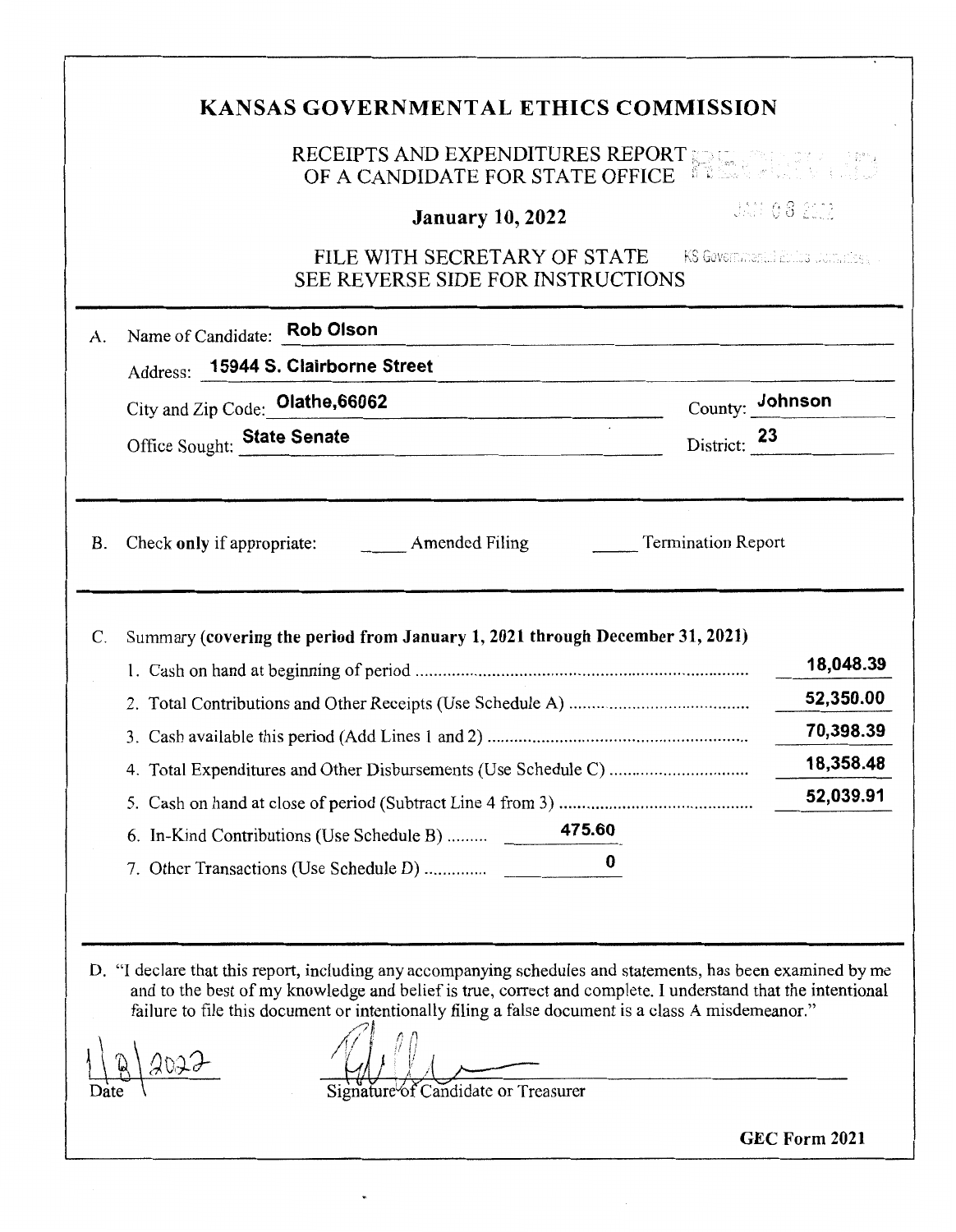# KANSAS GOVERNMENTAL ETHICS COMMISSION

RECEIPTS AND EXPENDITURES REPORT
OF A CANDIDATE FOR STATE OFFICE

**January 10, 2022**

FILE WITH SECRETARY OF STATE
SEE REVERSE SIDE FOR INSTRUCTIONS

RECEIVED
JAN 08 2022
KS Governmental Ethics Commission

---

A. Name of Candidate: **Rob Olson**

Address: **15944 S. Clairborne Street**

City and Zip Code: **Olathe,66062** County: **Johnson**

Office Sought: **State Senate** District: **23**

---

B. Check **only** if appropriate: _____ Amended Filing _____ Termination Report

---

C. Summary **(covering the period from January 1, 2021 through December 31, 2021)**

| | | |
|---|---|---|
| 1. Cash on hand at beginning of period | | 18,048.39 |
| 2. Total Contributions and Other Receipts (Use Schedule A) | | 52,350.00 |
| 3. Cash available this period (Add Lines 1 and 2) | | 70,398.39 |
| 4. Total Expenditures and Other Disbursements (Use Schedule C) | | 18,358.48 |
| 5. Cash on hand at close of period (Subtract Line 4 from 3) | | 52,039.91 |
| 6. In-Kind Contributions (Use Schedule B) | 475.60 | |
| 7. Other Transactions (Use Schedule D) | 0 | |

---

D. "I declare that this report, including any accompanying schedules and statements, has been examined by me and to the best of my knowledge and belief is true, correct and complete. I understand that the intentional failure to file this document or intentionally filing a false document is a class A misdemeanor."

1/8/2022
Date

Signature of Candidate or Treasurer

GEC Form 2021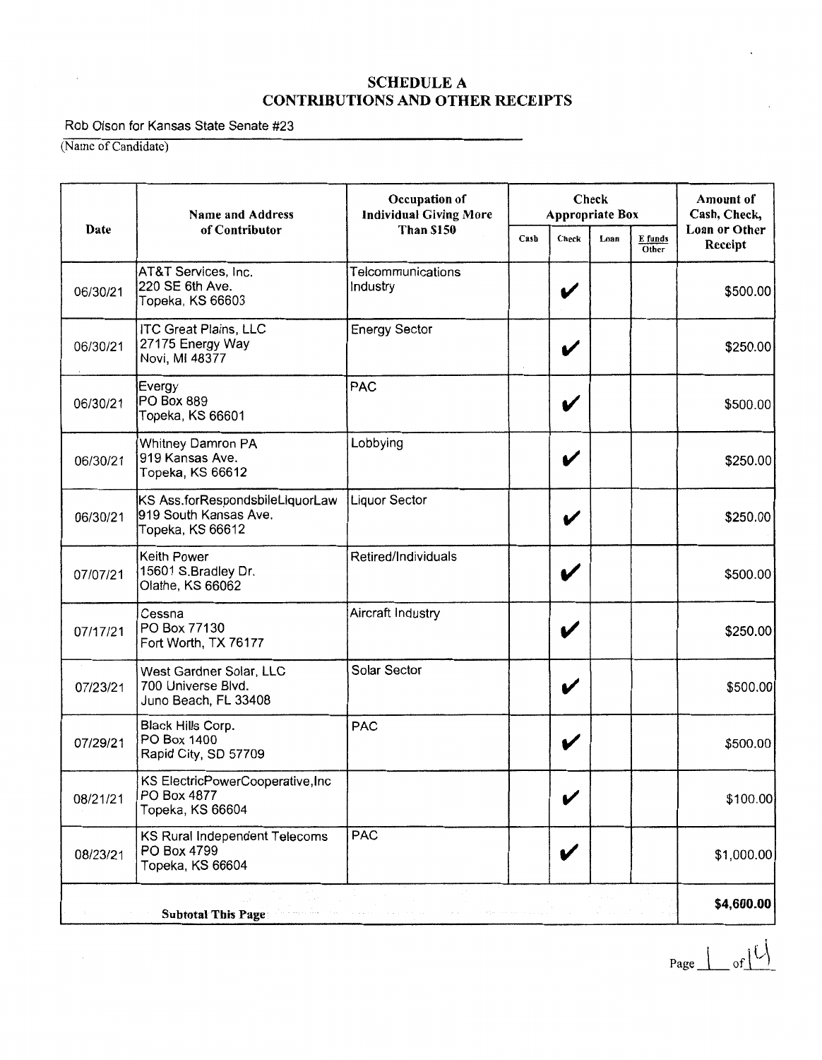## SCHEDULE A
## CONTRIBUTIONS AND OTHER RECEIPTS

Rob Olson for Kansas State Senate #23

(Name of Candidate)

| Date | Name and Address of Contributor | Occupation of Individual Giving More Than $150 | Check Appropriate Box | | | | Amount of Cash, Check, Loan or Other Receipt |
|---|---|---|---|---|---|---|---|
| | | | Cash | Check | Loan | E funds Other | |
| 06/30/21 | AT&T Services, Inc. 220 SE 6th Ave. Topeka, KS 66603 | Telcommunications Industry | | ✔ | | | $500.00 |
| 06/30/21 | ITC Great Plains, LLC 27175 Energy Way Novi, MI 48377 | Energy Sector | | ✔ | | | $250.00 |
| 06/30/21 | Evergy PO Box 889 Topeka, KS 66601 | PAC | | ✔ | | | $500.00 |
| 06/30/21 | Whitney Damron PA 919 Kansas Ave. Topeka, KS 66612 | Lobbying | | ✔ | | | $250.00 |
| 06/30/21 | KS Ass.forRespondsbileLiquorLaw 919 South Kansas Ave. Topeka, KS 66612 | Liquor Sector | | ✔ | | | $250.00 |
| 07/07/21 | Keith Power 15601 S.Bradley Dr. Olathe, KS 66062 | Retired/Individuals | | ✔ | | | $500.00 |
| 07/17/21 | Cessna PO Box 77130 Fort Worth, TX 76177 | Aircraft Industry | | ✔ | | | $250.00 |
| 07/23/21 | West Gardner Solar, LLC 700 Universe Blvd. Juno Beach, FL 33408 | Solar Sector | | ✔ | | | $500.00 |
| 07/29/21 | Black Hills Corp. PO Box 1400 Rapid City, SD 57709 | PAC | | ✔ | | | $500.00 |
| 08/21/21 | KS ElectricPowerCooperative,Inc PO Box 4877 Topeka, KS 66604 | | | ✔ | | | $100.00 |
| 08/23/21 | KS Rural Independent Telecoms PO Box 4799 Topeka, KS 66604 | PAC | | ✔ | | | $1,000.00 |
| **Subtotal This Page** | | | | | | | **$4,600.00** |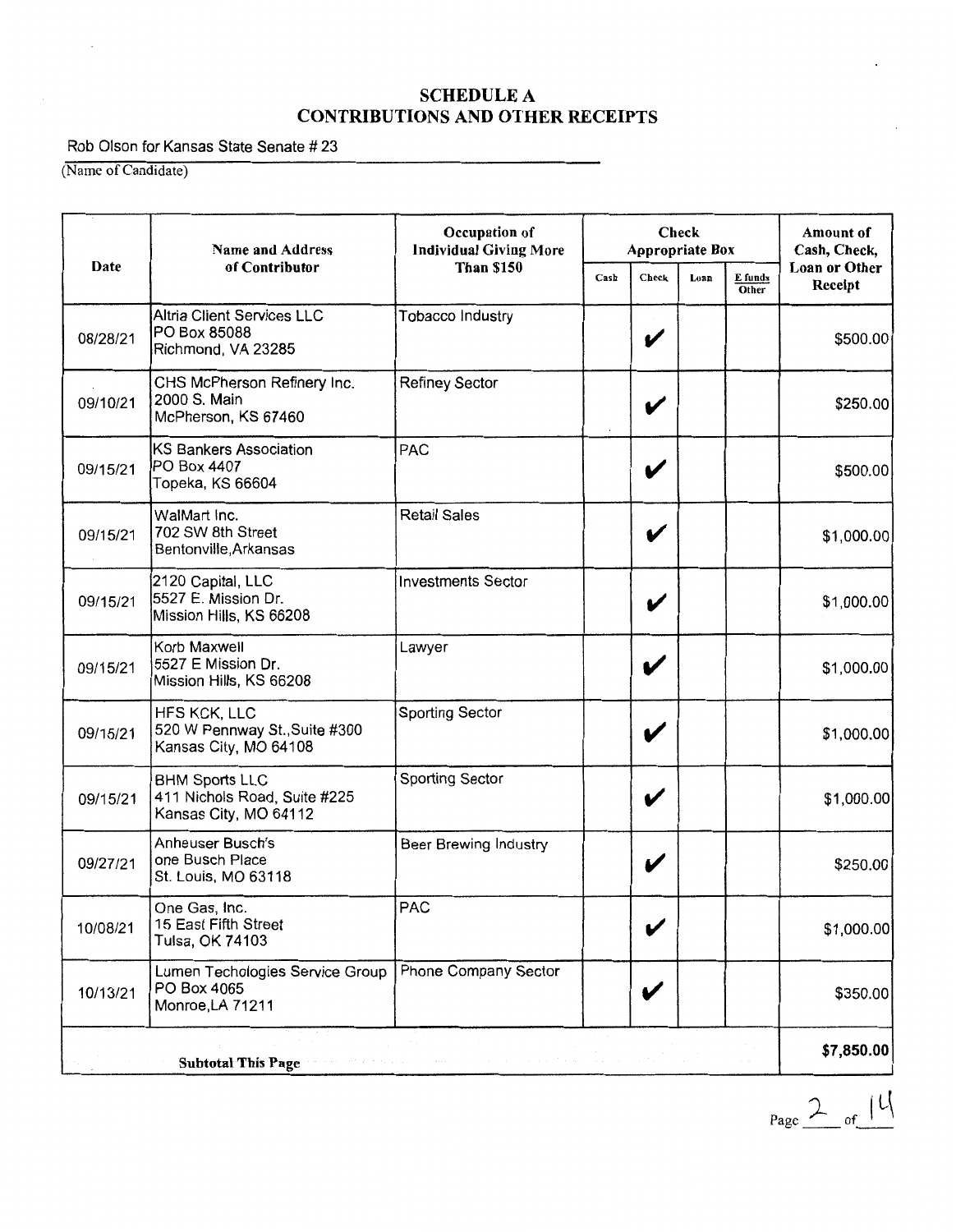# SCHEDULE A
## CONTRIBUTIONS AND OTHER RECEIPTS

Rob Olson for Kansas State Senate # 23

(Name of Candidate)

| Date | Name and Address of Contributor | Occupation of Individual Giving More Than $150 | Check Appropriate Box | | | | Amount of Cash, Check, Loan or Other Receipt |
|---|---|---|---|---|---|---|---|
| | | | Cash | Check | Loan | E funds Other | |
| 08/28/21 | Altria Client Services LLC<br>PO Box 85088<br>Richmond, VA 23285 | Tobacco Industry | | ✔ | | | $500.00 |
| 09/10/21 | CHS McPherson Refinery Inc.<br>2000 S. Main<br>McPherson, KS 67460 | Refiney Sector | | ✔ | | | $250.00 |
| 09/15/21 | KS Bankers Association<br>PO Box 4407<br>Topeka, KS 66604 | PAC | | ✔ | | | $500.00 |
| 09/15/21 | WalMart Inc.<br>702 SW 8th Street<br>Bentonville,Arkansas | Retail Sales | | ✔ | | | $1,000.00 |
| 09/15/21 | 2120 Capital, LLC<br>5527 E. Mission Dr.<br>Mission Hills, KS 66208 | Investments Sector | | ✔ | | | $1,000.00 |
| 09/15/21 | Korb Maxwell<br>5527 E Mission Dr.<br>Mission Hills, KS 66208 | Lawyer | | ✔ | | | $1,000.00 |
| 09/15/21 | HFS KCK, LLC<br>520 W Pennway St.,Suite #300<br>Kansas City, MO 64108 | Sporting Sector | | ✔ | | | $1,000.00 |
| 09/15/21 | BHM Sports LLC<br>411 Nichols Road, Suite #225<br>Kansas City, MO 64112 | Sporting Sector | | ✔ | | | $1,000.00 |
| 09/27/21 | Anheuser Busch's<br>one Busch Place<br>St. Louis, MO 63118 | Beer Brewing Industry | | ✔ | | | $250.00 |
| 10/08/21 | One Gas, Inc.<br>15 East Fifth Street<br>Tulsa, OK 74103 | PAC | | ✔ | | | $1,000.00 |
| 10/13/21 | Lumen Techologies Service Group<br>PO Box 4065<br>Monroe,LA 71211 | Phone Company Sector | | ✔ | | | $350.00 |
| **Subtotal This Page** | | | | | | | **$7,850.00** |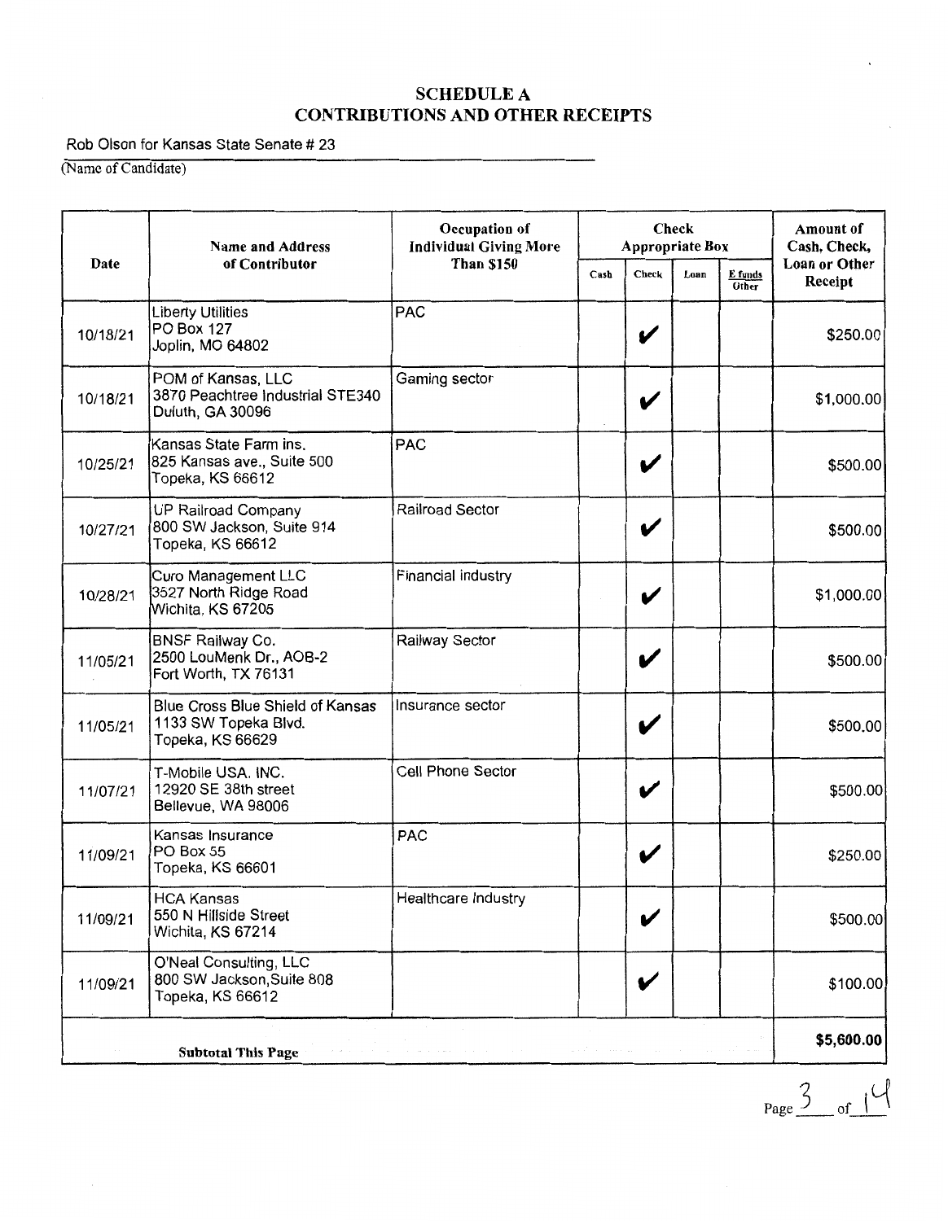## SCHEDULE A
## CONTRIBUTIONS AND OTHER RECEIPTS

Rob Olson for Kansas State Senate # 23
(Name of Candidate)

| Date | Name and Address of Contributor | Occupation of Individual Giving More Than $150 | Check Appropriate Box | | | | Amount of Cash, Check, Loan or Other Receipt |
|---|---|---|---|---|---|---|---|
| | | | Cash | Check | Loan | E funds Other | |
| 10/18/21 | Liberty Utilities<br>PO Box 127<br>Joplin, MO 64802 | PAC | | ✔ | | | $250.00 |
| 10/18/21 | POM of Kansas, LLC<br>3870 Peachtree Industrial STE340<br>Duluth, GA 30096 | Gaming sector | | ✔ | | | $1,000.00 |
| 10/25/21 | Kansas State Farm ins.<br>825 Kansas ave., Suite 500<br>Topeka, KS 66612 | PAC | | ✔ | | | $500.00 |
| 10/27/21 | UP Railroad Company<br>800 SW Jackson, Suite 914<br>Topeka, KS 66612 | Railroad Sector | | ✔ | | | $500.00 |
| 10/28/21 | Curo Management LLC<br>3527 North Ridge Road<br>Wichita, KS 67205 | Financial industry | | ✔ | | | $1,000.00 |
| 11/05/21 | BNSF Railway Co.<br>2500 LouMenk Dr., AOB-2<br>Fort Worth, TX 76131 | Railway Sector | | ✔ | | | $500.00 |
| 11/05/21 | Blue Cross Blue Shield of Kansas<br>1133 SW Topeka Blvd.<br>Topeka, KS 66629 | Insurance sector | | ✔ | | | $500.00 |
| 11/07/21 | T-Mobile USA, INC.<br>12920 SE 38th street<br>Bellevue, WA 98006 | Cell Phone Sector | | ✔ | | | $500.00 |
| 11/09/21 | Kansas Insurance<br>PO Box 55<br>Topeka, KS 66601 | PAC | | ✔ | | | $250.00 |
| 11/09/21 | HCA Kansas<br>550 N Hillside Street<br>Wichita, KS 67214 | Healthcare Industry | | ✔ | | | $500.00 |
| 11/09/21 | O'Neal Consulting, LLC<br>800 SW Jackson, Suite 808<br>Topeka, KS 66612 | | | ✔ | | | $100.00 |
| **Subtotal This Page** | | | | | | | **$5,600.00** |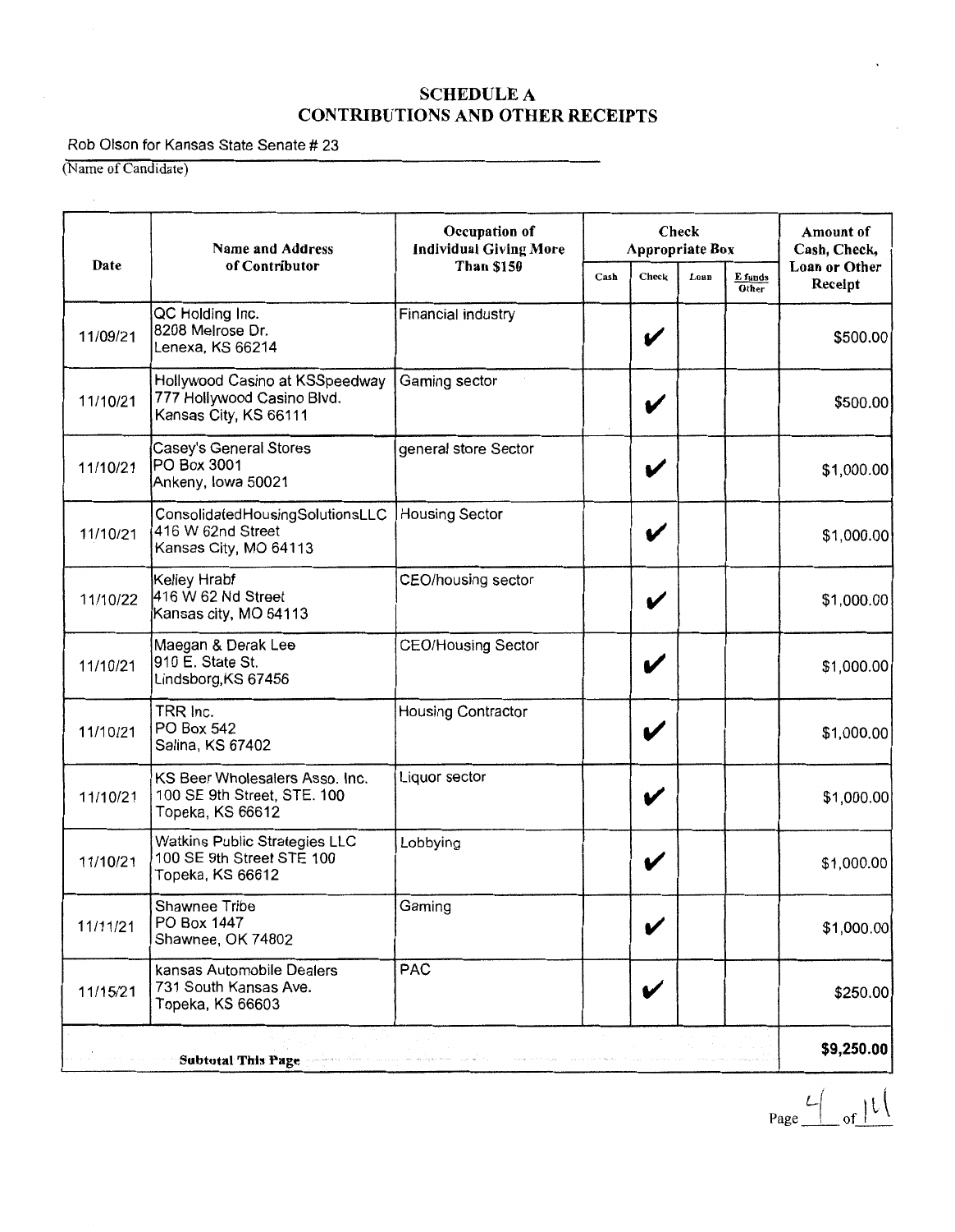# SCHEDULE A
# CONTRIBUTIONS AND OTHER RECEIPTS

Rob Olson for Kansas State Senate # 23

(Name of Candidate)

| Date | Name and Address of Contributor | Occupation of Individual Giving More Than $150 | Check Appropriate Box | | | | Amount of Cash, Check, Loan or Other Receipt |
|---|---|---|---|---|---|---|---|
| | | | Cash | Check | Loan | E funds Other | |
| 11/09/21 | QC Holding Inc.<br>8208 Melrose Dr.<br>Lenexa, KS 66214 | Financial industry | | ✔ | | | $500.00 |
| 11/10/21 | Hollywood Casino at KSSpeedway<br>777 Hollywood Casino Blvd.<br>Kansas City, KS 66111 | Gaming sector | | ✔ | | | $500.00 |
| 11/10/21 | Casey's General Stores<br>PO Box 3001<br>Ankeny, Iowa 50021 | general store Sector | | ✔ | | | $1,000.00 |
| 11/10/21 | ConsolidatedHousingSolutionsLLC<br>416 W 62nd Street<br>Kansas City, MO 64113 | Housing Sector | | ✔ | | | $1,000.00 |
| 11/10/22 | Kelley Hrabf<br>416 W 62 Nd Street<br>Kansas city, MO 64113 | CEO/housing sector | | ✔ | | | $1,000.00 |
| 11/10/21 | Maegan & Derak Lee<br>910 E. State St.<br>Lindsborg,KS 67456 | CEO/Housing Sector | | ✔ | | | $1,000.00 |
| 11/10/21 | TRR Inc.<br>PO Box 542<br>Salina, KS 67402 | Housing Contractor | | ✔ | | | $1,000.00 |
| 11/10/21 | KS Beer Wholesalers Asso. Inc.<br>100 SE 9th Street, STE. 100<br>Topeka, KS 66612 | Liquor sector | | ✔ | | | $1,000.00 |
| 11/10/21 | Watkins Public Strategies LLC<br>100 SE 9th Street STE 100<br>Topeka, KS 66612 | Lobbying | | ✔ | | | $1,000.00 |
| 11/11/21 | Shawnee Tribe<br>PO Box 1447<br>Shawnee, OK 74802 | Gaming | | ✔ | | | $1,000.00 |
| 11/15/21 | kansas Automobile Dealers<br>731 South Kansas Ave.<br>Topeka, KS 66603 | PAC | | ✔ | | | $250.00 |
| | **Subtotal This Page** | | | | | | **$9,250.00** |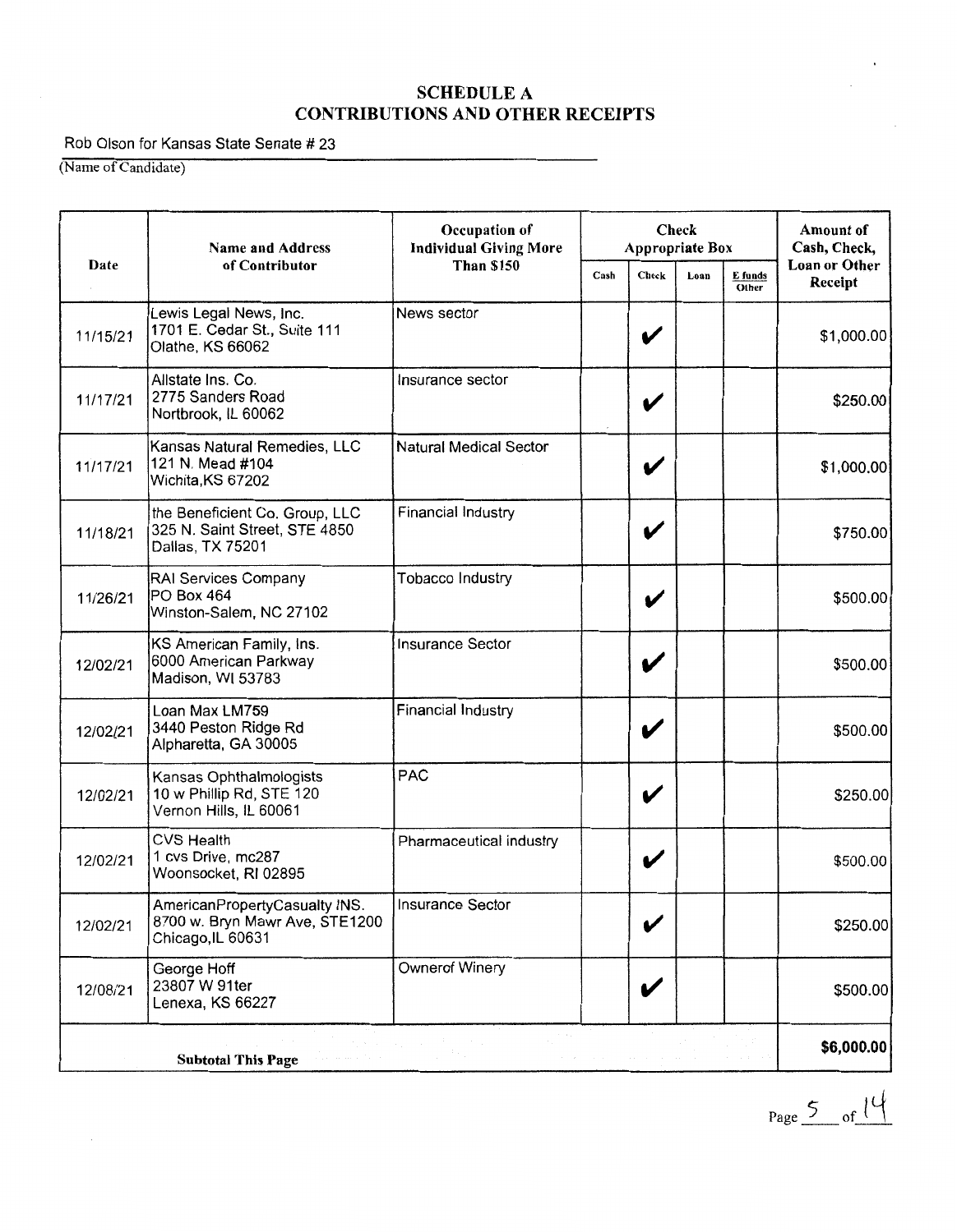# SCHEDULE A
# CONTRIBUTIONS AND OTHER RECEIPTS

Rob Olson for Kansas State Senate # 23

(Name of Candidate)

| Date | Name and Address of Contributor | Occupation of Individual Giving More Than $150 | Check Appropriate Box | | | | Amount of Cash, Check, Loan or Other Receipt |
|---|---|---|---|---|---|---|---|
| | | | Cash | Check | Loan | E funds Other | |
| 11/15/21 | Lewis Legal News, Inc. 1701 E. Cedar St., Suite 111 Olathe, KS 66062 | News sector | | ✔ | | | $1,000.00 |
| 11/17/21 | Allstate Ins. Co. 2775 Sanders Road Nortbrook, IL 60062 | Insurance sector | | ✔ | | | $250.00 |
| 11/17/21 | Kansas Natural Remedies, LLC 121 N. Mead #104 Wichita,KS 67202 | Natural Medical Sector | | ✔ | | | $1,000.00 |
| 11/18/21 | the Beneficient Co. Group, LLC 325 N. Saint Street, STE 4850 Dallas, TX 75201 | Financial Industry | | ✔ | | | $750.00 |
| 11/26/21 | RAI Services Company PO Box 464 Winston-Salem, NC 27102 | Tobacco Industry | | ✔ | | | $500.00 |
| 12/02/21 | KS American Family, Ins. 6000 American Parkway Madison, WI 53783 | Insurance Sector | | ✔ | | | $500.00 |
| 12/02/21 | Loan Max LM759 3440 Peston Ridge Rd Alpharetta, GA 30005 | Financial Industry | | ✔ | | | $500.00 |
| 12/02/21 | Kansas Ophthalmologists 10 w Phillip Rd, STE 120 Vernon Hills, IL 60061 | PAC | | ✔ | | | $250.00 |
| 12/02/21 | CVS Health 1 cvs Drive, mc287 Woonsocket, RI 02895 | Pharmaceutical industry | | ✔ | | | $500.00 |
| 12/02/21 | AmericanPropertyCasualty INS. 8700 w. Bryn Mawr Ave, STE1200 Chicago,IL 60631 | Insurance Sector | | ✔ | | | $250.00 |
| 12/08/21 | George Hoff 23807 W 91ter Lenexa, KS 66227 | Ownerof Winery | | ✔ | | | $500.00 |
| **Subtotal This Page** | | | | | | | **$6,000.00** |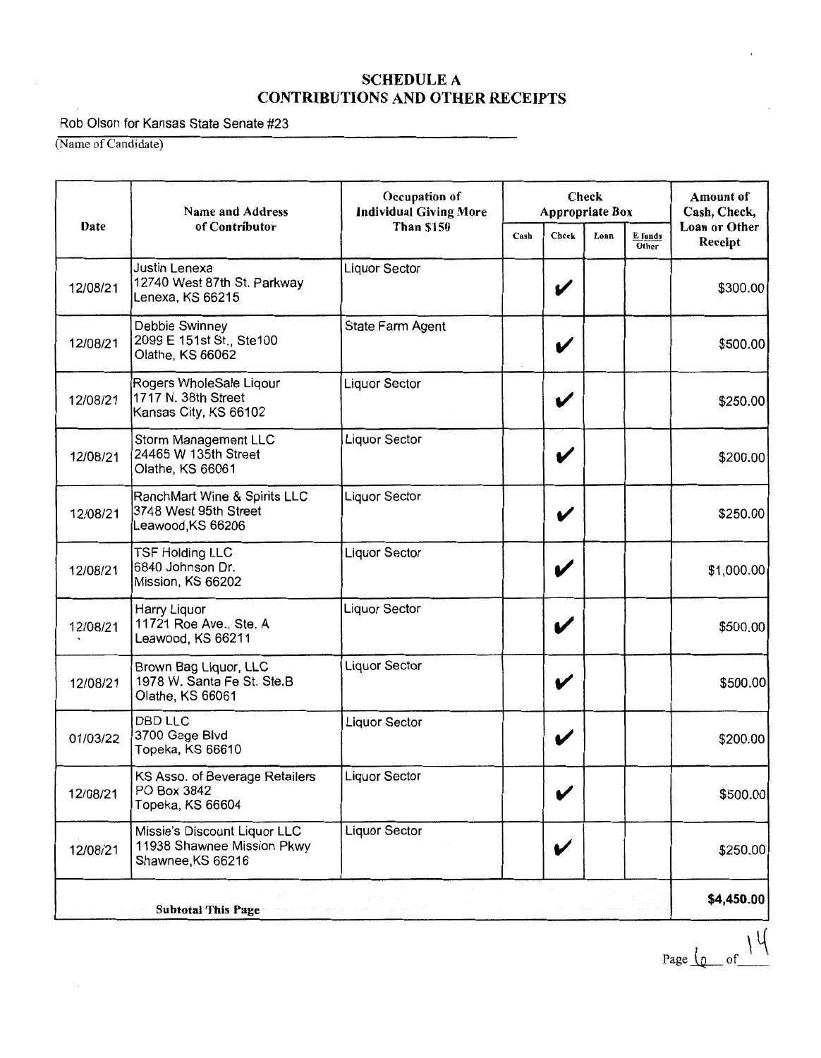# SCHEDULE A
# CONTRIBUTIONS AND OTHER RECEIPTS

Rob Olson for Kansas State Senate #23

(Name of Candidate)

| Date | Name and Address of Contributor | Occupation of Individual Giving More Than $150 | Check Appropriate Box | | | | Amount of Cash, Check, Loan or Other Receipt |
|---|---|---|---|---|---|---|---|
| | | | Cash | Check | Loan | E funds Other | |
| 12/08/21 | Justin Lenexa<br>12740 West 87th St. Parkway<br>Lenexa, KS 66215 | Liquor Sector | | ✔ | | | $300.00 |
| 12/08/21 | Debbie Swinney<br>2099 E 151st St., Ste100<br>Olathe, KS 66062 | State Farm Agent | | ✔ | | | $500.00 |
| 12/08/21 | Rogers WholeSale Liqour<br>1717 N. 38th Street<br>Kansas City, KS 66102 | Liquor Sector | | ✔ | | | $250.00 |
| 12/08/21 | Storm Management LLC<br>24465 W 135th Street<br>Olathe, KS 66061 | Liquor Sector | | ✔ | | | $200.00 |
| 12/08/21 | RanchMart Wine & Spirits LLC<br>3748 West 95th Street<br>Leawood,KS 66206 | Liquor Sector | | ✔ | | | $250.00 |
| 12/08/21 | TSF Holding LLC<br>6840 Johnson Dr.<br>Mission, KS 66202 | Liquor Sector | | ✔ | | | $1,000.00 |
| 12/08/21 | Harry Liquor<br>11721 Roe Ave., Ste. A<br>Leawood, KS 66211 | Liquor Sector | | ✔ | | | $500.00 |
| 12/08/21 | Brown Bag Liquor, LLC<br>1978 W. Santa Fe St. Ste.B<br>Olathe, KS 66061 | Liquor Sector | | ✔ | | | $500.00 |
| 01/03/22 | DBD LLC<br>3700 Gage Blvd<br>Topeka, KS 66610 | Liquor Sector | | ✔ | | | $200.00 |
| 12/08/21 | KS Asso. of Beverage Retailers<br>PO Box 3842<br>Topeka, KS 66604 | Liquor Sector | | ✔ | | | $500.00 |
| 12/08/21 | Missie's Discount Liquor LLC<br>11938 Shawnee Mission Pkwy<br>Shawnee,KS 66216 | Liquor Sector | | ✔ | | | $250.00 |
| **Subtotal This Page** | | | | | | | **$4,450.00** |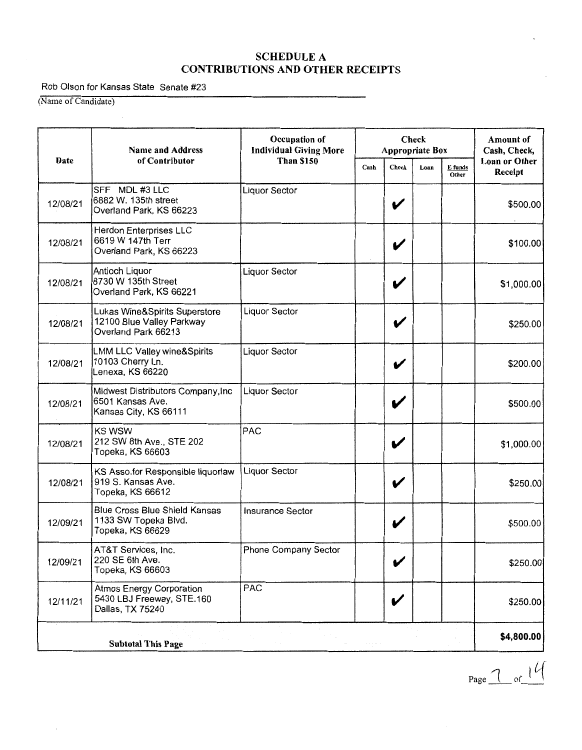# SCHEDULE A
# CONTRIBUTIONS AND OTHER RECEIPTS

Rob Olson for Kansas State Senate #23

(Name of Candidate)

| Date | Name and Address of Contributor | Occupation of Individual Giving More Than $150 | Check Appropriate Box | | | | Amount of Cash, Check, Loan or Other Receipt |
|---|---|---|---|---|---|---|---|
| | | | Cash | Check | Loan | E funds Other | |
| 12/08/21 | SFF MDL #3 LLC 6882 W. 135th street Overland Park, KS 66223 | Liquor Sector | | ✔ | | | $500.00 |
| 12/08/21 | Herdon Enterprises LLC 6619 W 147th Terr Overland Park, KS 66223 | | | ✔ | | | $100.00 |
| 12/08/21 | Antioch Liquor 8730 W 135th Street Overland Park, KS 66221 | Liquor Sector | | ✔ | | | $1,000.00 |
| 12/08/21 | Lukas Wine&Spirits Superstore 12100 Blue Valley Parkway Overland Park 66213 | Liquor Sector | | ✔ | | | $250.00 |
| 12/08/21 | LMM LLC Valley wine&Spirits 10103 Cherry Ln. Lenexa, KS 66220 | Liquor Sector | | ✔ | | | $200.00 |
| 12/08/21 | Midwest Distributors Company,Inc 6501 Kansas Ave. Kansas City, KS 66111 | Liquor Sector | | ✔ | | | $500.00 |
| 12/08/21 | KS WSW 212 SW 8th Ave., STE 202 Topeka, KS 66603 | PAC | | ✔ | | | $1,000.00 |
| 12/08/21 | KS Asso.for Responsible liquorlaw 919 S. Kansas Ave. Topeka, KS 66612 | Liquor Sector | | ✔ | | | $250.00 |
| 12/09/21 | Blue Cross Blue Shield Kansas 1133 SW Topeka Blvd. Topeka, KS 66629 | Insurance Sector | | ✔ | | | $500.00 |
| 12/09/21 | AT&T Services, Inc. 220 SE 6th Ave. Topeka, KS 66603 | Phone Company Sector | | ✔ | | | $250.00 |
| 12/11/21 | Atmos Energy Corporation 5430 LBJ Freeway, STE.160 Dallas, TX 75240 | PAC | | ✔ | | | $250.00 |
| **Subtotal This Page** | | | | | | | **$4,800.00** |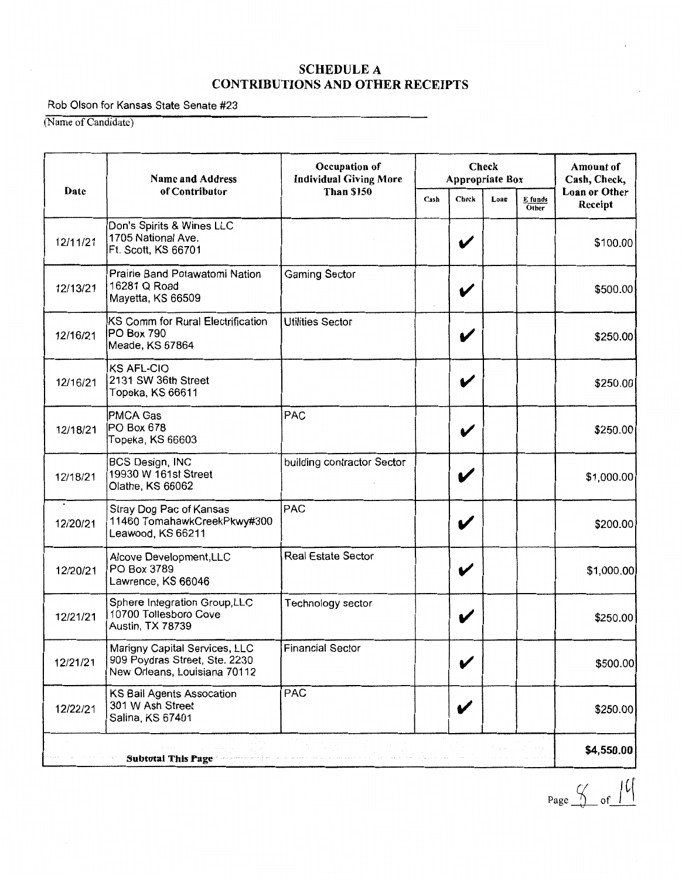## SCHEDULE A
## CONTRIBUTIONS AND OTHER RECEIPTS

Rob Olson for Kansas State Senate #23
(Name of Candidate)

| Date | Name and Address of Contributor | Occupation of Individual Giving More Than $150 | Check Appropriate Box | | | | Amount of Cash, Check, Loan or Other Receipt |
|---|---|---|---|---|---|---|---|
| | | | Cash | Check | Loan | E funds Other | |
| 12/11/21 | Don's Spirits & Wines LLC 1705 National Ave. Ft. Scott, KS 66701 | | | ✔ | | | $100.00 |
| 12/13/21 | Prairie Band Potawatomi Nation 16281 Q Road Mayetta, KS 66509 | Gaming Sector | | ✔ | | | $500.00 |
| 12/16/21 | KS Comm for Rural Electrification PO Box 790 Meade, KS 67864 | Utilities Sector | | ✔ | | | $250.00 |
| 12/16/21 | KS AFL-CIO 2131 SW 36th Street Topeka, KS 66611 | | | ✔ | | | $250.00 |
| 12/18/21 | PMCA Gas PO Box 678 Topeka, KS 66603 | PAC | | ✔ | | | $250.00 |
| 12/18/21 | BCS Design, INC 19930 W 161st Street Olathe, KS 66062 | building contractor Sector | | ✔ | | | $1,000.00 |
| 12/20/21 | Stray Dog Pac of Kansas 11460 TomahawkCreekPkwy#300 Leawood, KS 66211 | PAC | | ✔ | | | $200.00 |
| 12/20/21 | Alcove Development,LLC PO Box 3789 Lawrence, KS 66046 | Real Estate Sector | | ✔ | | | $1,000.00 |
| 12/21/21 | Sphere Integration Group,LLC 10700 Tollesboro Cove Austin, TX 78739 | Technology sector | | ✔ | | | $250.00 |
| 12/21/21 | Marigny Capital Services, LLC 909 Poydras Street, Ste. 2230 New Orleans, Louisiana 70112 | Financial Sector | | ✔ | | | $500.00 |
| 12/22/21 | KS Bail Agents Assocation 301 W Ash Street Salina, KS 67401 | PAC | | ✔ | | | $250.00 |
| | **Subtotal This Page** | | | | | | **$4,550.00** |

Page 8 of 14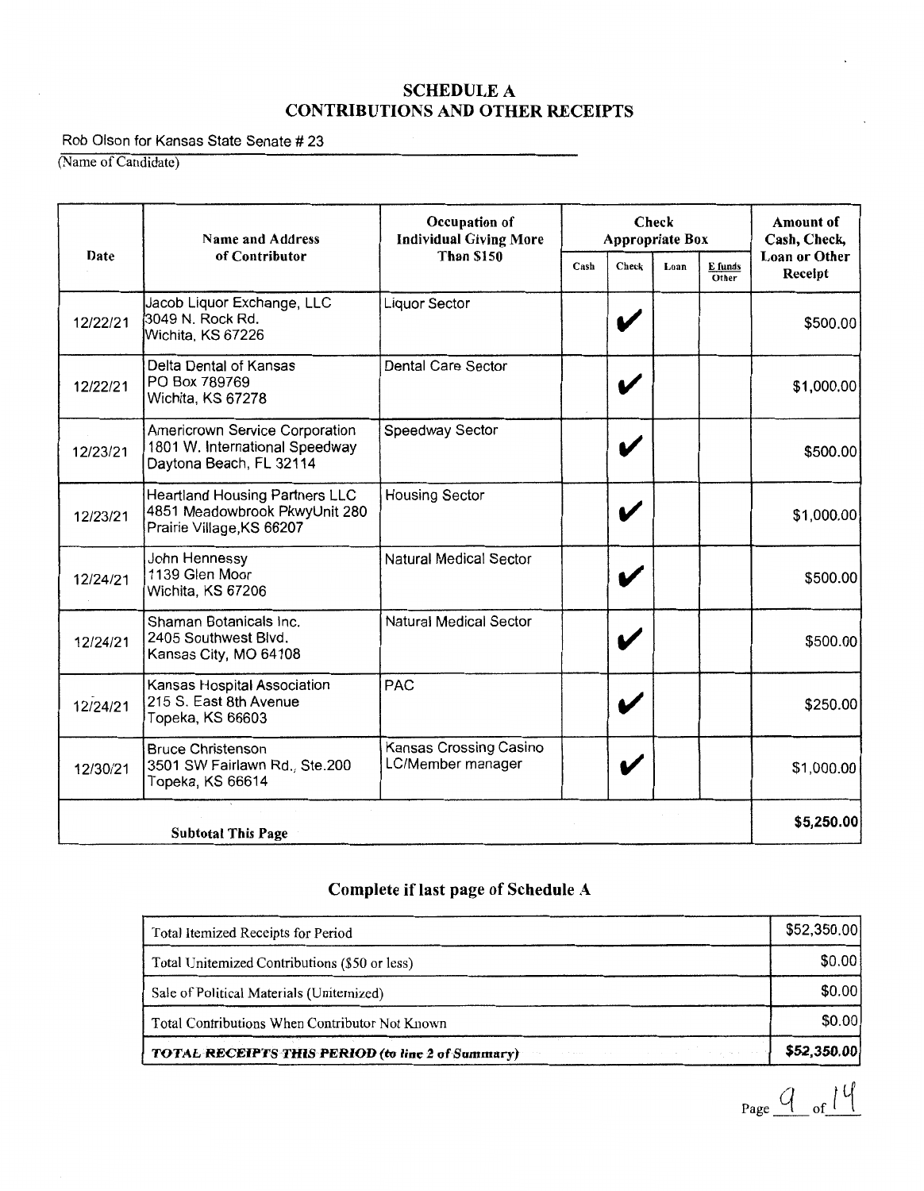# SCHEDULE A
## CONTRIBUTIONS AND OTHER RECEIPTS

Rob Olson for Kansas State Senate # 23

(Name of Candidate)

| Date | Name and Address of Contributor | Occupation of Individual Giving More Than $150 | Check Appropriate Box | | | | Amount of Cash, Check, Loan or Other Receipt |
|---|---|---|---|---|---|---|---|
| | | | Cash | Check | Loan | E funds Other | |
| 12/22/21 | Jacob Liquor Exchange, LLC 3049 N. Rock Rd. Wichita, KS 67226 | Liquor Sector | | ✔ | | | $500.00 |
| 12/22/21 | Delta Dental of Kansas PO Box 789769 Wichita, KS 67278 | Dental Care Sector | | ✔ | | | $1,000.00 |
| 12/23/21 | Americrown Service Corporation 1801 W. International Speedway Daytona Beach, FL 32114 | Speedway Sector | | ✔ | | | $500.00 |
| 12/23/21 | Heartland Housing Partners LLC 4851 Meadowbrook PkwyUnit 280 Prairie Village,KS 66207 | Housing Sector | | ✔ | | | $1,000.00 |
| 12/24/21 | John Hennessy 1139 Glen Moor Wichita, KS 67206 | Natural Medical Sector | | ✔ | | | $500.00 |
| 12/24/21 | Shaman Botanicals Inc. 2405 Southwest Blvd. Kansas City, MO 64108 | Natural Medical Sector | | ✔ | | | $500.00 |
| 12/24/21 | Kansas Hospital Association 215 S. East 8th Avenue Topeka, KS 66603 | PAC | | ✔ | | | $250.00 |
| 12/30/21 | Bruce Christenson 3501 SW Fairlawn Rd., Ste.200 Topeka, KS 66614 | Kansas Crossing Casino LC/Member manager | | ✔ | | | $1,000.00 |
| **Subtotal This Page** | | | | | | | **$5,250.00** |

## Complete if last page of Schedule A

| | |
|---|---|
| Total Itemized Receipts for Period | $52,350.00 |
| Total Unitemized Contributions ($50 or less) | $0.00 |
| Sale of Political Materials (Unitemized) | $0.00 |
| Total Contributions When Contributor Not Known | $0.00 |
| ***TOTAL RECEIPTS THIS PERIOD (to line 2 of Summary)*** | **$52,350.00** |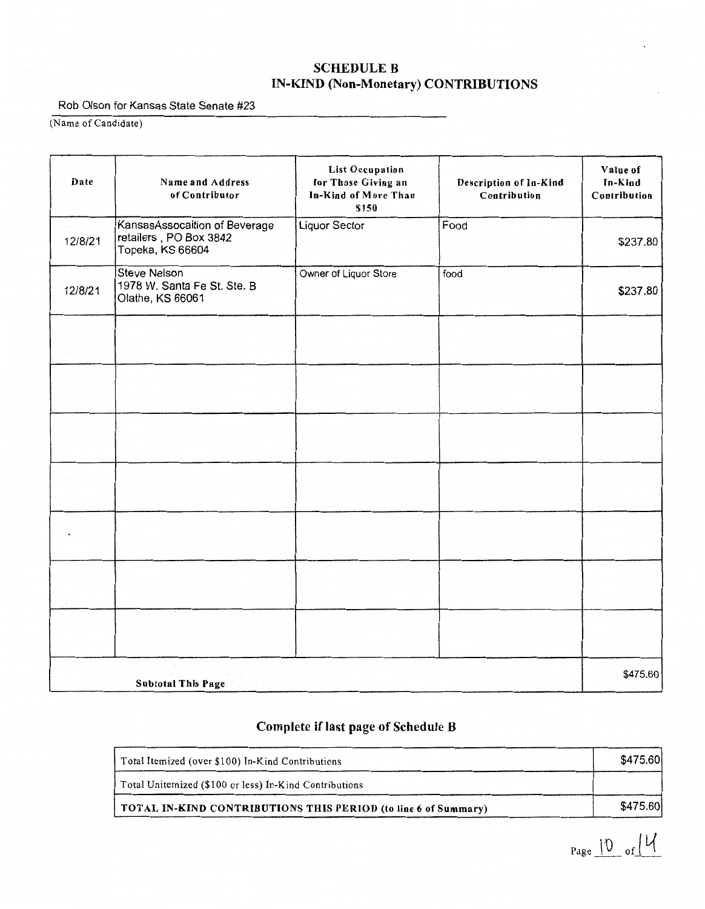# SCHEDULE B
## IN-KIND (Non-Monetary) CONTRIBUTIONS

Rob Olson for Kansas State Senate #23
(Name of Candidate)

| Date | Name and Address of Contributor | List Occupation for Those Giving an In-Kind of More Than $150 | Description of In-Kind Contribution | Value of In-Kind Contribution |
|---|---|---|---|---|
| 12/8/21 | KansasAssocaition of Beverage retailers , PO Box 3842 Topeka, KS 66604 | Liquor Sector | Food | $237.80 |
| 12/8/21 | Steve Nelson 1978 W. Santa Fe St. Ste. B Olathe, KS 66061 | Owner of Liquor Store | food | $237.80 |
| | | | | |
| | | | | |
| | | | | |
| | | | | |
| | | | | |
| | | | | |
| | | | | |
| **Subtotal This Page** | | | | $475.60 |

## Complete if last page of Schedule B

| | |
|---|---|
| Total Itemized (over $100) In-Kind Contributions | $475.60 |
| Total Unitemized ($100 or less) In-Kind Contributions | |
| **TOTAL IN-KIND CONTRIBUTIONS THIS PERIOD (to line 6 of Summary)** | $475.60 |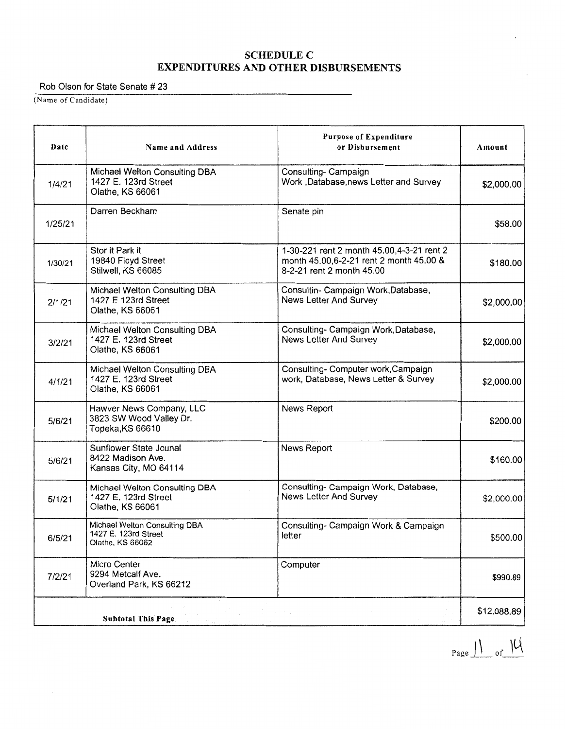# SCHEDULE C
## EXPENDITURES AND OTHER DISBURSEMENTS

Rob Olson for State Senate # 23

(Name of Candidate)

| Date | Name and Address | Purpose of Expenditure or Disbursement | Amount |
|---|---|---|---|
| 1/4/21 | Michael Welton Consulting DBA<br>1427 E. 123rd Street<br>Olathe, KS 66061 | Consulting- Campaign<br>Work ,Database,news Letter and Survey | $2,000.00 |
| 1/25/21 | Darren Beckham | Senate pin | $58.00 |
| 1/30/21 | Stor it Park it<br>19840 Floyd Street<br>Stilwell, KS 66085 | 1-30-221 rent 2 month 45.00,4-3-21 rent 2 month 45.00,6-2-21 rent 2 month 45.00 & 8-2-21 rent 2 month 45.00 | $180.00 |
| 2/1/21 | Michael Welton Consulting DBA<br>1427 E 123rd Street<br>Olathe, KS 66061 | Consultin- Campaign Work,Database, News Letter And Survey | $2,000.00 |
| 3/2/21 | Michael Welton Consulting DBA<br>1427 E. 123rd Street<br>Olathe, KS 66061 | Consulting- Campaign Work,Database, News Letter And Survey | $2,000.00 |
| 4/1/21 | Michael Welton Consulting DBA<br>1427 E. 123rd Street<br>Olathe, KS 66061 | Consulting- Computer work,Campaign work, Database, News Letter & Survey | $2,000.00 |
| 5/6/21 | Hawver News Company, LLC<br>3823 SW Wood Valley Dr.<br>Topeka,KS 66610 | News Report | $200.00 |
| 5/6/21 | Sunflower State Jounal<br>8422 Madison Ave.<br>Kansas City, MO 64114 | News Report | $160.00 |
| 5/1/21 | Michael Welton Consulting DBA<br>1427 E. 123rd Street<br>Olathe, KS 66061 | Consulting- Campaign Work, Database, News Letter And Survey | $2,000.00 |
| 6/5/21 | Michael Welton Consulting DBA<br>1427 E. 123rd Street<br>Olathe, KS 66062 | Consulting- Campaign Work & Campaign letter | $500.00 |
| 7/2/21 | Micro Center<br>9294 Metcalf Ave.<br>Overland Park, KS 66212 | Computer | $990.89 |
| **Subtotal This Page** | | | $12,088.89 |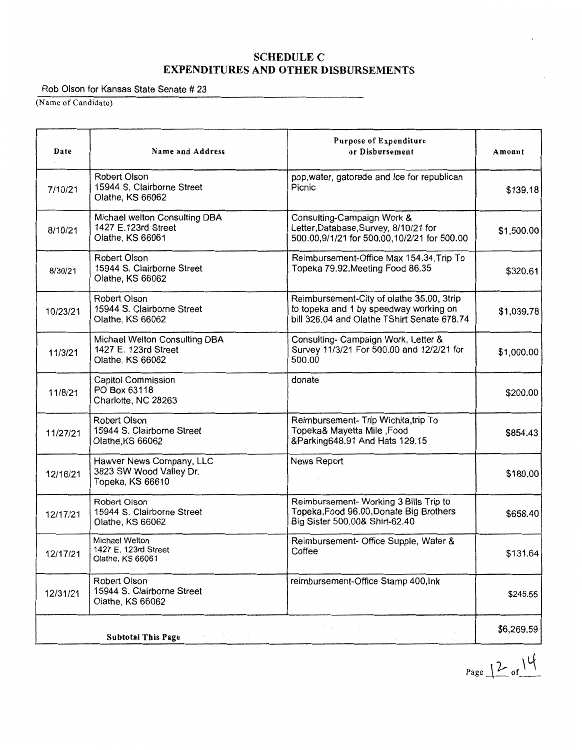# SCHEDULE C
# EXPENDITURES AND OTHER DISBURSEMENTS

Rob Olson for Kansas State Senate # 23

(Name of Candidate)

| Date | Name and Address | Purpose of Expenditure or Disbursement | Amount |
|---|---|---|---|
| 7/10/21 | Robert Olson<br>15944 S. Clairborne Street<br>Olathe, KS 66062 | pop,water, gatorade and Ice for republican Picnic | $139.18 |
| 8/10/21 | Michael welton Consulting DBA<br>1427 E.123rd Street<br>Olathe, KS 66061 | Consulting-Campaign Work & Letter,Database,Survey, 8/10/21 for 500.00,9/1/21 for 500.00,10/2/21 for 500.00 | $1,500.00 |
| 8/30/21 | Robert Olson<br>15944 S. Clairborne Street<br>Olathe, KS 66062 | Reimbursement-Office Max 154.34,Trip To Topeka 79.92,Meeting Food 86.35 | $320.61 |
| 10/23/21 | Robert Olson<br>15944 S. Clairborne Street<br>Olathe, KS 66062 | Reimbursement-City of olathe 35.00, 3trip to topeka and 1 by speedway working on bill 326.04 and Olathe TShirt Senate 678.74 | $1,039.78 |
| 11/3/21 | Michael Welton Consulting DBA<br>1427 E. 123rd Street<br>Olathe, KS 66062 | Consulting- Campaign Work, Letter & Survey 11/3/21 For 500.00 and 12/2/21 for 500.00 | $1,000.00 |
| 11/8/21 | Capitol Commission<br>PO Box 63118<br>Charlotte, NC 28263 | donate | $200.00 |
| 11/27/21 | Robert Olson<br>15944 S. Clairborne Street<br>Olathe,KS 66062 | Reimbursement- Trip Wichita,trip To Topeka& Mayetta Mile ,Food &Parking648.91 And Hats 129.15 | $854.43 |
| 12/16/21 | Hawver News Company, LLC<br>3823 SW Wood Valley Dr.<br>Topeka, KS 66610 | News Report | $180.00 |
| 12/17/21 | Robert Olson<br>15944 S. Clairborne Street<br>Olathe, KS 66062 | Reimbursement- Working 3 Bills Trip to Topeka,Food 96.00,Donate Big Brothers Big Sister 500.00& Shirt-62.40 | $658.40 |
| 12/17/21 | Michael Welton<br>1427 E. 123rd Street<br>Olathe, KS 66061 | Reimbursement- Office Supple, Water & Coffee | $131.64 |
| 12/31/21 | Robert Olson<br>15944 S. Clairborne Street<br>Olathe, KS 66062 | reimbursement-Office Stamp 400,Ink | $245.55 |
| **Subtotal This Page** | | | $6,269.59 |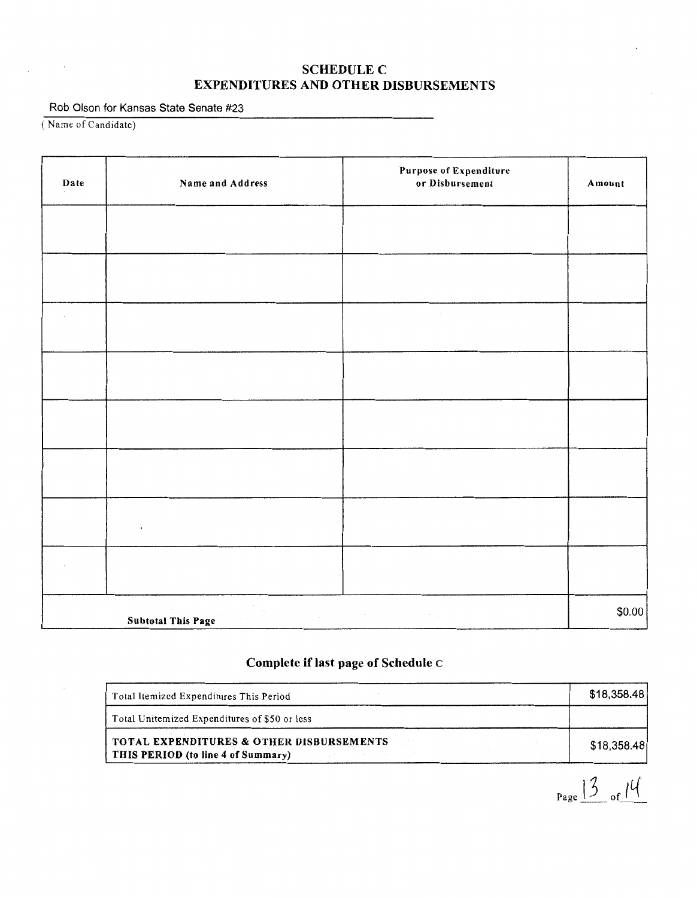## SCHEDULE C
## EXPENDITURES AND OTHER DISBURSEMENTS

Rob Olson for Kansas State Senate #23
(Name of Candidate)

| Date | Name and Address | Purpose of Expenditure or Disbursement | Amount |
|---|---|---|---|
| | | | |
| | | | |
| | | | |
| | | | |
| | | | |
| | | | |
| | | | |
| | | | |
| **Subtotal This Page** | | | $0.00 |

### Complete if last page of Schedule C

| | |
|---|---|
| Total Itemized Expenditures This Period | $18,358.48 |
| Total Unitemized Expenditures of $50 or less | |
| **TOTAL EXPENDITURES & OTHER DISBURSEMENTS THIS PERIOD (to line 4 of Summary)** | $18,358.48 |

Page 13 of 14